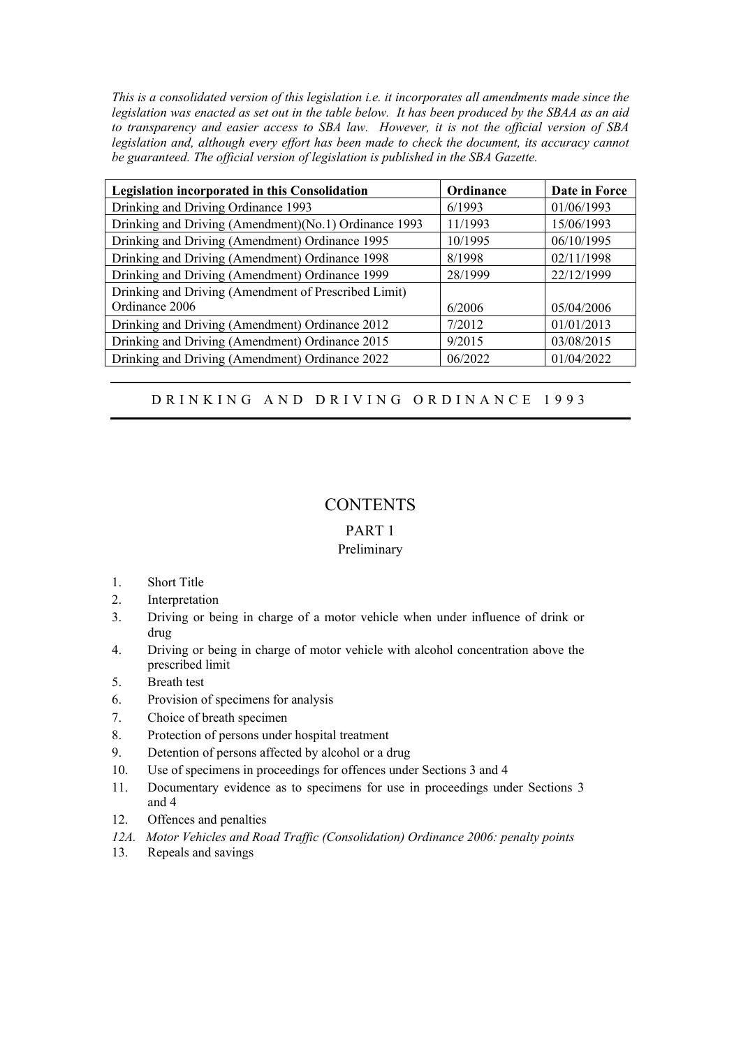*This is a consolidated version of this legislation i.e. it incorporates all amendments made since the legislation was enacted as set out in the table below. It has been produced by the SBAA as an aid to transparency and easier access to SBA law. However, it is not the official version of SBA legislation and, although every effort has been made to check the document, its accuracy cannot be guaranteed. The official version of legislation is published in the SBA Gazette.*

| Legislation incorporated in this Consolidation | Ordinance | Date in Force |
|---|---|---|
| Drinking and Driving Ordinance 1993 | 6/1993 | 01/06/1993 |
| Drinking and Driving (Amendment)(No.1) Ordinance 1993 | 11/1993 | 15/06/1993 |
| Drinking and Driving (Amendment) Ordinance 1995 | 10/1995 | 06/10/1995 |
| Drinking and Driving (Amendment) Ordinance 1998 | 8/1998 | 02/11/1998 |
| Drinking and Driving (Amendment) Ordinance 1999 | 28/1999 | 22/12/1999 |
| Drinking and Driving (Amendment of Prescribed Limit) Ordinance 2006 | 6/2006 | 05/04/2006 |
| Drinking and Driving (Amendment) Ordinance 2012 | 7/2012 | 01/01/2013 |
| Drinking and Driving (Amendment) Ordinance 2015 | 9/2015 | 03/08/2015 |
| Drinking and Driving (Amendment) Ordinance 2022 | 06/2022 | 01/04/2022 |

# DRINKING AND DRIVING ORDINANCE 1993

## CONTENTS

### PART 1

### Preliminary

1. Short Title
2. Interpretation
3. Driving or being in charge of a motor vehicle when under influence of drink or drug
4. Driving or being in charge of motor vehicle with alcohol concentration above the prescribed limit
5. Breath test
6. Provision of specimens for analysis
7. Choice of breath specimen
8. Protection of persons under hospital treatment
9. Detention of persons affected by alcohol or a drug
10. Use of specimens in proceedings for offences under Sections 3 and 4
11. Documentary evidence as to specimens for use in proceedings under Sections 3 and 4
12. Offences and penalties

*12A. Motor Vehicles and Road Traffic (Consolidation) Ordinance 2006: penalty points*

13. Repeals and savings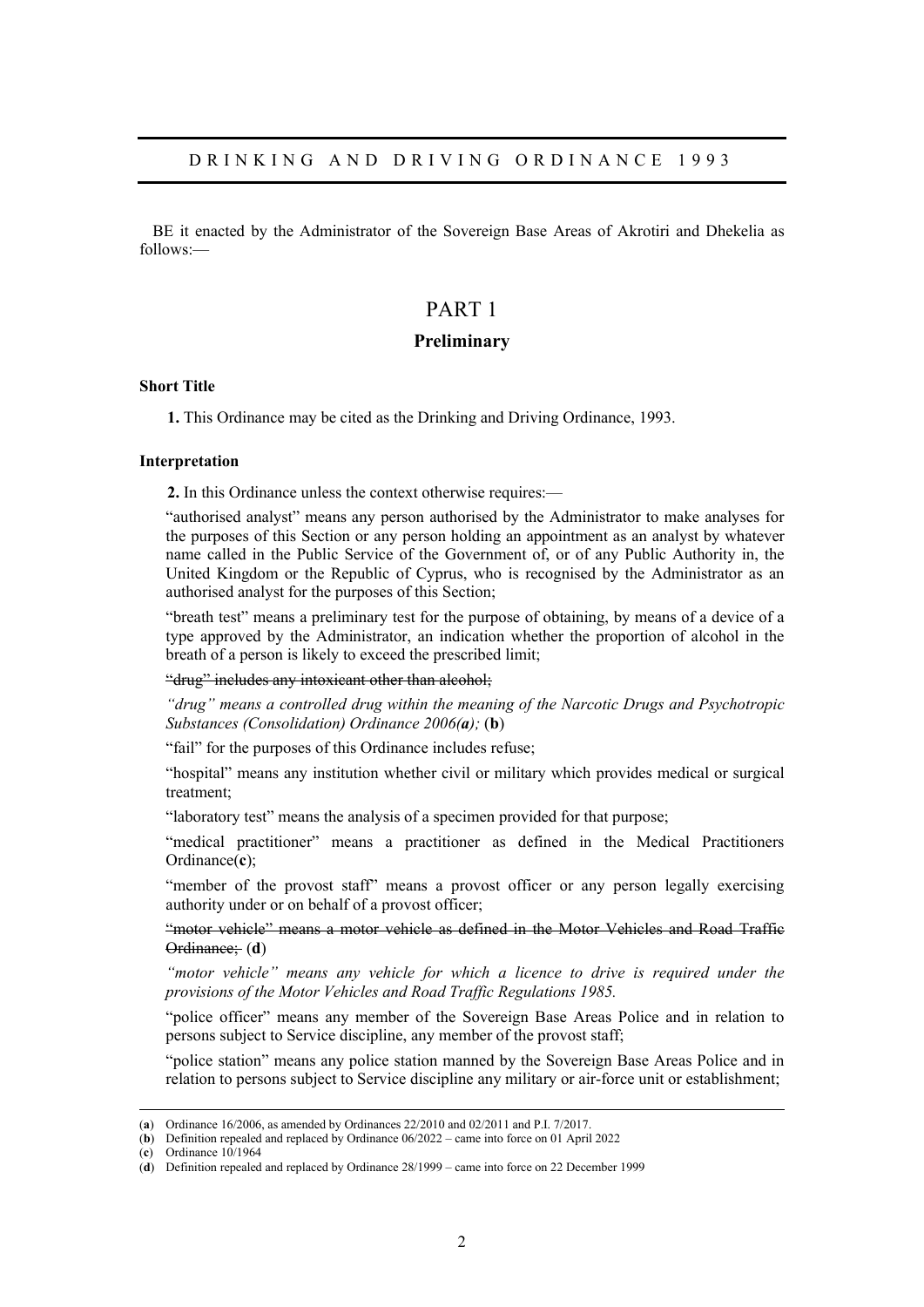# DRINKING AND DRIVING ORDINANCE 1993

BE it enacted by the Administrator of the Sovereign Base Areas of Akrotiri and Dhekelia as follows:—

## PART 1

### Preliminary

**Short Title**

**1.** This Ordinance may be cited as the Drinking and Driving Ordinance, 1993.

**Interpretation**

**2.** In this Ordinance unless the context otherwise requires:—

"authorised analyst" means any person authorised by the Administrator to make analyses for the purposes of this Section or any person holding an appointment as an analyst by whatever name called in the Public Service of the Government of, or of any Public Authority in, the United Kingdom or the Republic of Cyprus, who is recognised by the Administrator as an authorised analyst for the purposes of this Section;

"breath test" means a preliminary test for the purpose of obtaining, by means of a device of a type approved by the Administrator, an indication whether the proportion of alcohol in the breath of a person is likely to exceed the prescribed limit;

~~"drug" includes any intoxicant other than alcohol;~~

*"drug" means a controlled drug within the meaning of the Narcotic Drugs and Psychotropic Substances (Consolidation) Ordinance 2006(**a**);* (**b**)

"fail" for the purposes of this Ordinance includes refuse;

"hospital" means any institution whether civil or military which provides medical or surgical treatment;

"laboratory test" means the analysis of a specimen provided for that purpose;

"medical practitioner" means a practitioner as defined in the Medical Practitioners Ordinance(**c**);

"member of the provost staff" means a provost officer or any person legally exercising authority under or on behalf of a provost officer;

~~"motor vehicle" means a motor vehicle as defined in the Motor Vehicles and Road Traffic Ordinance;~~ (**d**)

*"motor vehicle" means any vehicle for which a licence to drive is required under the provisions of the Motor Vehicles and Road Traffic Regulations 1985.*

"police officer" means any member of the Sovereign Base Areas Police and in relation to persons subject to Service discipline, any member of the provost staff;

"police station" means any police station manned by the Sovereign Base Areas Police and in relation to persons subject to Service discipline any military or air-force unit or establishment;

---

(**a**) Ordinance 16/2006, as amended by Ordinances 22/2010 and 02/2011 and P.I. 7/2017.
(**b**) Definition repealed and replaced by Ordinance 06/2022 – came into force on 01 April 2022
(**c**) Ordinance 10/1964
(**d**) Definition repealed and replaced by Ordinance 28/1999 – came into force on 22 December 1999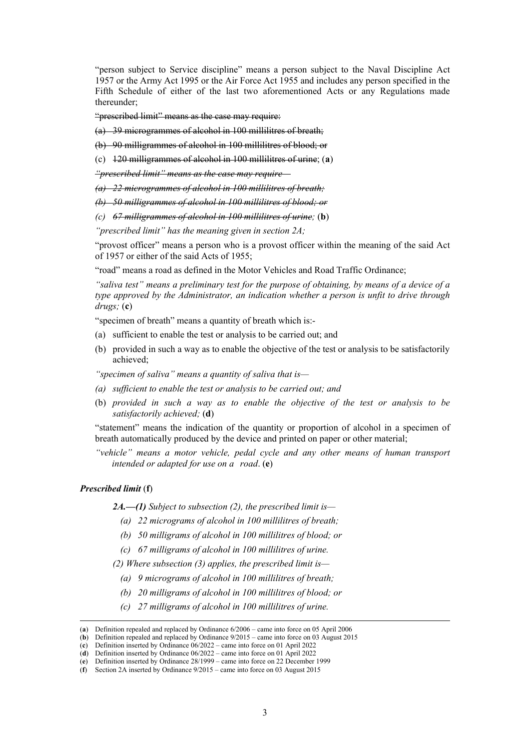"person subject to Service discipline" means a person subject to the Naval Discipline Act 1957 or the Army Act 1995 or the Air Force Act 1955 and includes any person specified in the Fifth Schedule of either of the last two aforementioned Acts or any Regulations made thereunder;

~~"prescribed limit" means as the case may require:~~

~~(a) 39 microgrammes of alcohol in 100 millilitres of breath;~~

~~(b) 90 milligrammes of alcohol in 100 millilitres of blood; or~~

(c) ~~120 milligrammes of alcohol in 100 millilitres of urine~~; (**a**)

*~~"prescribed limit" means as the case may require—~~*

*~~(a) 22 microgrammes of alcohol in 100 millilitres of breath;~~*

*~~(b) 50 milligrammes of alcohol in 100 millilitres of blood; or~~*

*(c) ~~67 milligrammes of alcohol in 100 millilitres of urine~~;* (**b**)

*"prescribed limit" has the meaning given in section 2A;*

"provost officer" means a person who is a provost officer within the meaning of the said Act of 1957 or either of the said Acts of 1955;

"road" means a road as defined in the Motor Vehicles and Road Traffic Ordinance;

*"saliva test" means a preliminary test for the purpose of obtaining, by means of a device of a type approved by the Administrator, an indication whether a person is unfit to drive through drugs;* (**c**)

"specimen of breath" means a quantity of breath which is:-

(a) sufficient to enable the test or analysis to be carried out; and

(b) provided in such a way as to enable the objective of the test or analysis to be satisfactorily achieved;

*"specimen of saliva" means a quantity of saliva that is—*

*(a) sufficient to enable the test or analysis to be carried out; and*

(b) *provided in such a way as to enable the objective of the test or analysis to be satisfactorily achieved;* (**d**)

"statement" means the indication of the quantity or proportion of alcohol in a specimen of breath automatically produced by the device and printed on paper or other material;

*"vehicle" means a motor vehicle, pedal cycle and any other means of human transport intended or adapted for use on a road*. (**e**)

### *Prescribed limit* (**f**)

***2A.—(1)*** *Subject to subsection (2), the prescribed limit is—*

*(a) 22 micrograms of alcohol in 100 millilitres of breath;*

*(b) 50 milligrams of alcohol in 100 millilitres of blood; or*

*(c) 67 milligrams of alcohol in 100 millilitres of urine.*

*(2) Where subsection (3) applies, the prescribed limit is—*

*(a) 9 micrograms of alcohol in 100 millilitres of breath;*

*(b) 20 milligrams of alcohol in 100 millilitres of blood; or*

*(c) 27 milligrams of alcohol in 100 millilitres of urine.*

---

(**a**) Definition repealed and replaced by Ordinance 6/2006 – came into force on 05 April 2006

(**b**) Definition repealed and replaced by Ordinance 9/2015 – came into force on 03 August 2015

(**c**) Definition inserted by Ordinance 06/2022 – came into force on 01 April 2022

(**d**) Definition inserted by Ordinance 06/2022 – came into force on 01 April 2022

(**e**) Definition inserted by Ordinance 28/1999 – came into force on 22 December 1999

(**f**) Section 2A inserted by Ordinance 9/2015 – came into force on 03 August 2015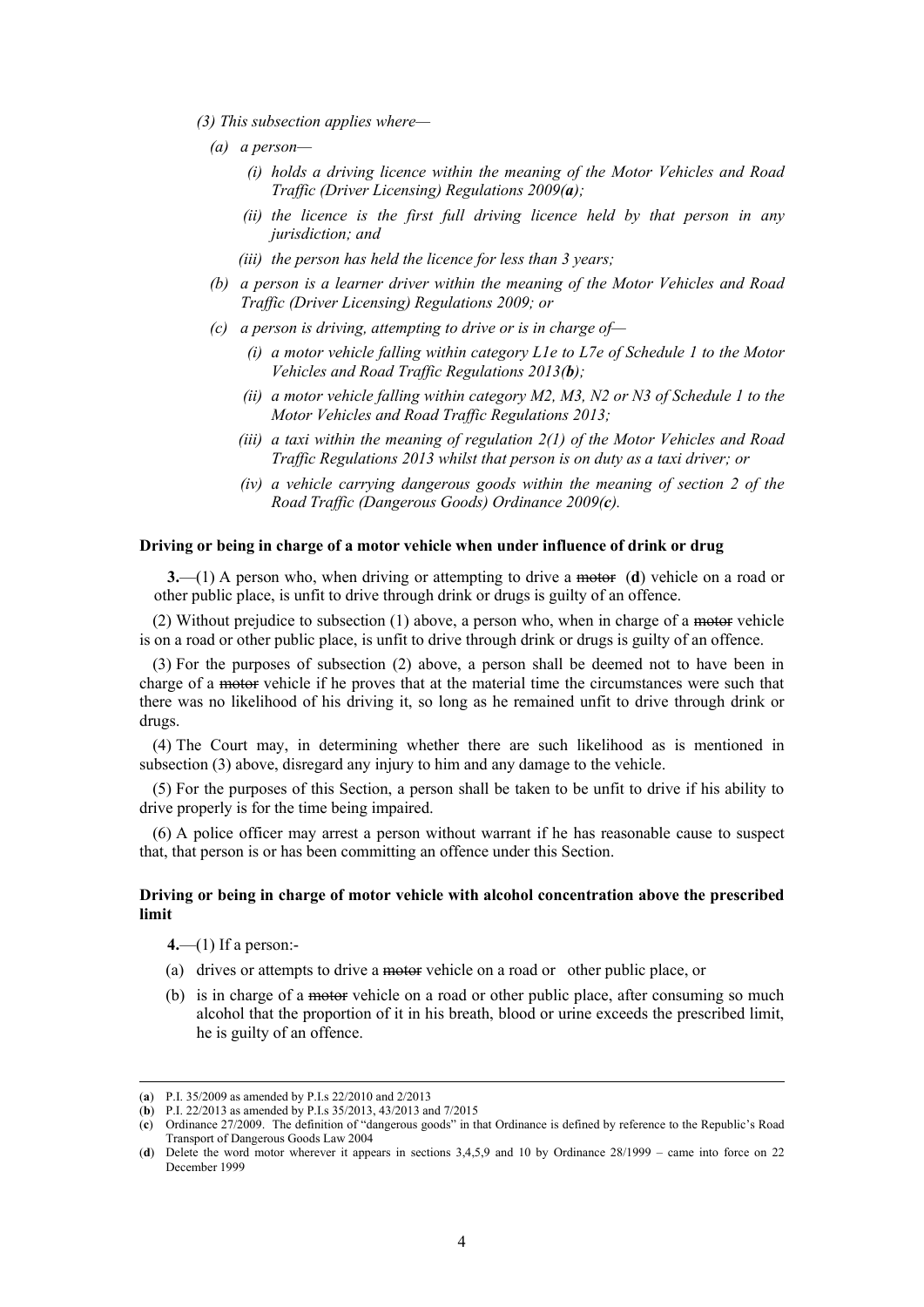*(3) This subsection applies where—*

*(a) a person—*

*(i) holds a driving licence within the meaning of the Motor Vehicles and Road Traffic (Driver Licensing) Regulations 2009(**a**);*

*(ii) the licence is the first full driving licence held by that person in any jurisdiction; and*

*(iii) the person has held the licence for less than 3 years;*

*(b) a person is a learner driver within the meaning of the Motor Vehicles and Road Traffic (Driver Licensing) Regulations 2009; or*

*(c) a person is driving, attempting to drive or is in charge of—*

*(i) a motor vehicle falling within category L1e to L7e of Schedule 1 to the Motor Vehicles and Road Traffic Regulations 2013(**b**);*

*(ii) a motor vehicle falling within category M2, M3, N2 or N3 of Schedule 1 to the Motor Vehicles and Road Traffic Regulations 2013;*

*(iii) a taxi within the meaning of regulation 2(1) of the Motor Vehicles and Road Traffic Regulations 2013 whilst that person is on duty as a taxi driver; or*

*(iv) a vehicle carrying dangerous goods within the meaning of section 2 of the Road Traffic (Dangerous Goods) Ordinance 2009(**c**).*

**Driving or being in charge of a motor vehicle when under influence of drink or drug**

**3.**—(1) A person who, when driving or attempting to drive a ~~motor~~ (**d**) vehicle on a road or other public place, is unfit to drive through drink or drugs is guilty of an offence.

(2) Without prejudice to subsection (1) above, a person who, when in charge of a ~~motor~~ vehicle is on a road or other public place, is unfit to drive through drink or drugs is guilty of an offence.

(3) For the purposes of subsection (2) above, a person shall be deemed not to have been in charge of a ~~motor~~ vehicle if he proves that at the material time the circumstances were such that there was no likelihood of his driving it, so long as he remained unfit to drive through drink or drugs.

(4) The Court may, in determining whether there are such likelihood as is mentioned in subsection (3) above, disregard any injury to him and any damage to the vehicle.

(5) For the purposes of this Section, a person shall be taken to be unfit to drive if his ability to drive properly is for the time being impaired.

(6) A police officer may arrest a person without warrant if he has reasonable cause to suspect that, that person is or has been committing an offence under this Section.

**Driving or being in charge of motor vehicle with alcohol concentration above the prescribed limit**

**4.**—(1) If a person:-

(a) drives or attempts to drive a ~~motor~~ vehicle on a road or other public place, or

(b) is in charge of a ~~motor~~ vehicle on a road or other public place, after consuming so much alcohol that the proportion of it in his breath, blood or urine exceeds the prescribed limit, he is guilty of an offence.

---

(**a**) P.I. 35/2009 as amended by P.I.s 22/2010 and 2/2013

(**b**) P.I. 22/2013 as amended by P.I.s 35/2013, 43/2013 and 7/2015

(**c**) Ordinance 27/2009. The definition of "dangerous goods" in that Ordinance is defined by reference to the Republic's Road Transport of Dangerous Goods Law 2004

(**d**) Delete the word motor wherever it appears in sections 3,4,5,9 and 10 by Ordinance 28/1999 – came into force on 22 December 1999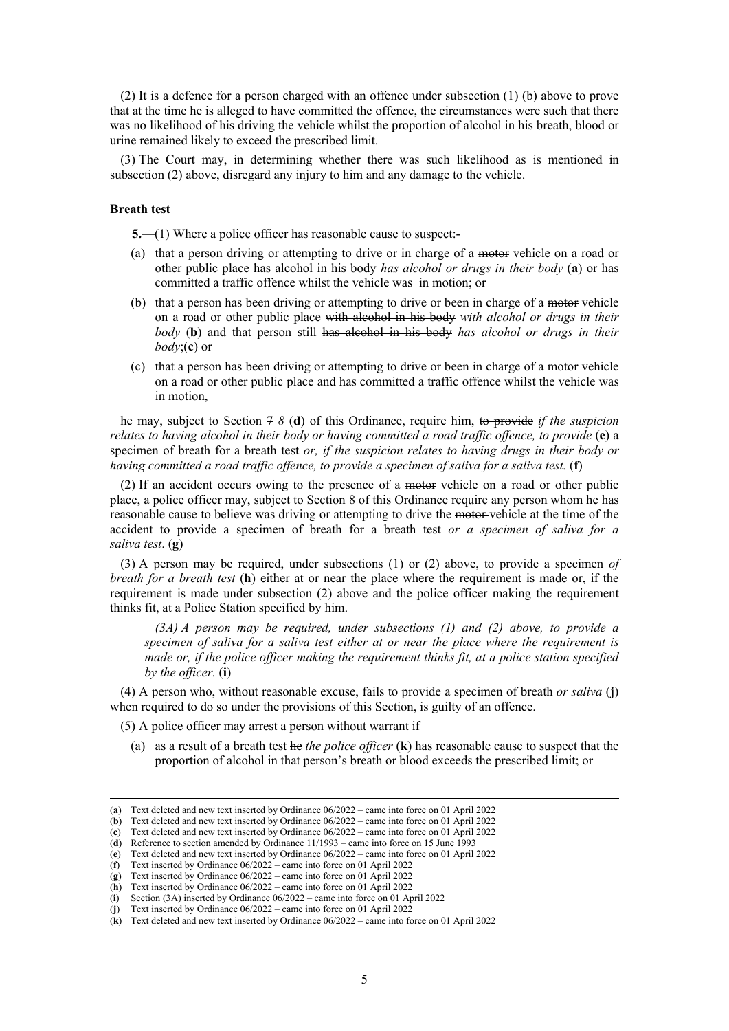(2) It is a defence for a person charged with an offence under subsection (1) (b) above to prove that at the time he is alleged to have committed the offence, the circumstances were such that there was no likelihood of his driving the vehicle whilst the proportion of alcohol in his breath, blood or urine remained likely to exceed the prescribed limit.

(3) The Court may, in determining whether there was such likelihood as is mentioned in subsection (2) above, disregard any injury to him and any damage to the vehicle.

**Breath test**

**5.**—(1) Where a police officer has reasonable cause to suspect:-

(a) that a person driving or attempting to drive or in charge of a ~~motor~~ vehicle on a road or other public place ~~has alcohol in his body~~ *has alcohol or drugs in their body* (**a**) or has committed a traffic offence whilst the vehicle was in motion; or

(b) that a person has been driving or attempting to drive or been in charge of a ~~motor~~ vehicle on a road or other public place ~~with alcohol in his body~~ *with alcohol or drugs in their body* (**b**) and that person still ~~has alcohol in his body~~ *has alcohol or drugs in their body*;(**c**) or

(c) that a person has been driving or attempting to drive or been in charge of a ~~motor~~ vehicle on a road or other public place and has committed a traffic offence whilst the vehicle was in motion,

he may, subject to Section ~~7~~ *8* (**d**) of this Ordinance, require him, ~~to provide~~ *if the suspicion relates to having alcohol in their body or having committed a road traffic offence, to provide* (**e**) a specimen of breath for a breath test *or, if the suspicion relates to having drugs in their body or having committed a road traffic offence, to provide a specimen of saliva for a saliva test.* (**f**)

(2) If an accident occurs owing to the presence of a ~~motor~~ vehicle on a road or other public place, a police officer may, subject to Section 8 of this Ordinance require any person whom he has reasonable cause to believe was driving or attempting to drive the ~~motor~~ vehicle at the time of the accident to provide a specimen of breath for a breath test *or a specimen of saliva for a saliva test*. (**g**)

(3) A person may be required, under subsections (1) or (2) above, to provide a specimen *of breath for a breath test* (**h**) either at or near the place where the requirement is made or, if the requirement is made under subsection (2) above and the police officer making the requirement thinks fit, at a Police Station specified by him.

> *(3A) A person may be required, under subsections (1) and (2) above, to provide a specimen of saliva for a saliva test either at or near the place where the requirement is made or, if the police officer making the requirement thinks fit, at a police station specified by the officer.* (**i**)

(4) A person who, without reasonable excuse, fails to provide a specimen of breath *or saliva* (**j**) when required to do so under the provisions of this Section, is guilty of an offence.

(5) A police officer may arrest a person without warrant if —

(a) as a result of a breath test ~~he~~ *the police officer* (**k**) has reasonable cause to suspect that the proportion of alcohol in that person's breath or blood exceeds the prescribed limit; ~~or~~

---

(**a**) Text deleted and new text inserted by Ordinance 06/2022 – came into force on 01 April 2022
(**b**) Text deleted and new text inserted by Ordinance 06/2022 – came into force on 01 April 2022
(**c**) Text deleted and new text inserted by Ordinance 06/2022 – came into force on 01 April 2022
(**d**) Reference to section amended by Ordinance 11/1993 – came into force on 15 June 1993
(**e**) Text deleted and new text inserted by Ordinance 06/2022 – came into force on 01 April 2022
(**f**) Text inserted by Ordinance 06/2022 – came into force on 01 April 2022
(**g**) Text inserted by Ordinance 06/2022 – came into force on 01 April 2022
(**h**) Text inserted by Ordinance 06/2022 – came into force on 01 April 2022
(**i**) Section (3A) inserted by Ordinance 06/2022 – came into force on 01 April 2022
(**j**) Text inserted by Ordinance 06/2022 – came into force on 01 April 2022
(**k**) Text deleted and new text inserted by Ordinance 06/2022 – came into force on 01 April 2022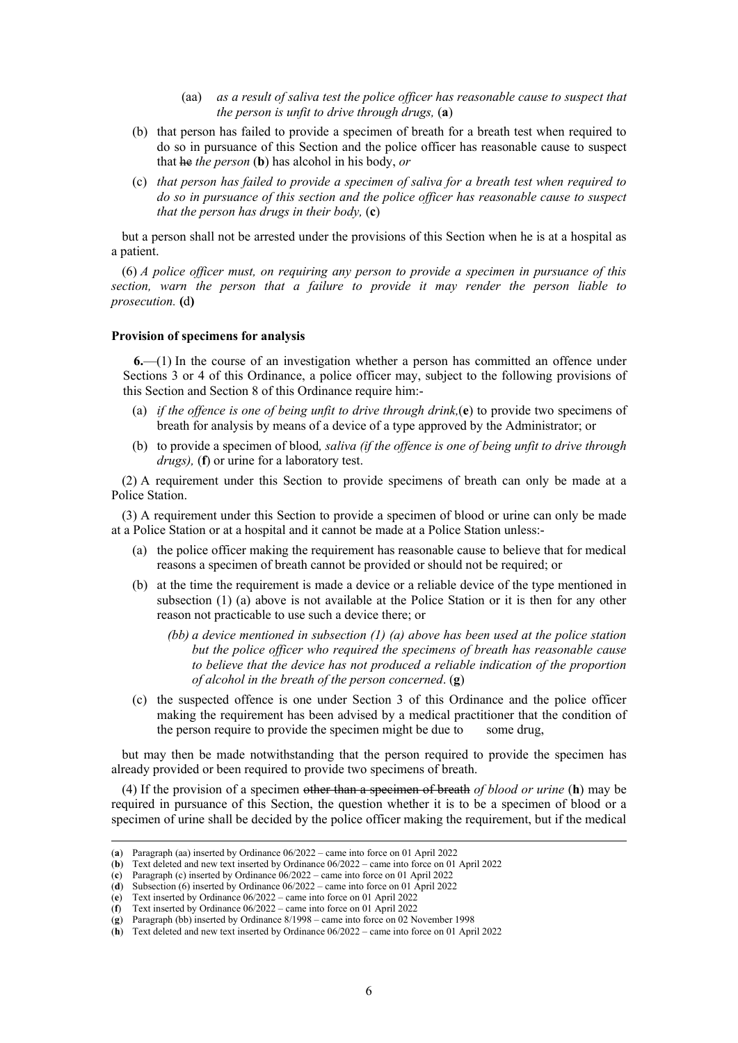(aa) *as a result of saliva test the police officer has reasonable cause to suspect that the person is unfit to drive through drugs,* (**a**)

(b) that person has failed to provide a specimen of breath for a breath test when required to do so in pursuance of this Section and the police officer has reasonable cause to suspect that ~~he~~ *the person* (**b**) has alcohol in his body, *or*

(c) *that person has failed to provide a specimen of saliva for a breath test when required to do so in pursuance of this section and the police officer has reasonable cause to suspect that the person has drugs in their body,* (**c**)

but a person shall not be arrested under the provisions of this Section when he is at a hospital as a patient.

(6) *A police officer must, on requiring any person to provide a specimen in pursuance of this section, warn the person that a failure to provide it may render the person liable to prosecution.* **(d)**

**Provision of specimens for analysis**

**6.**—(1) In the course of an investigation whether a person has committed an offence under Sections 3 or 4 of this Ordinance, a police officer may, subject to the following provisions of this Section and Section 8 of this Ordinance require him:-

(a) *if the offence is one of being unfit to drive through drink,*(**e**) to provide two specimens of breath for analysis by means of a device of a type approved by the Administrator; or

(b) to provide a specimen of blood*, saliva (if the offence is one of being unfit to drive through drugs),* (**f**) or urine for a laboratory test.

(2) A requirement under this Section to provide specimens of breath can only be made at a Police Station.

(3) A requirement under this Section to provide a specimen of blood or urine can only be made at a Police Station or at a hospital and it cannot be made at a Police Station unless:-

(a) the police officer making the requirement has reasonable cause to believe that for medical reasons a specimen of breath cannot be provided or should not be required; or

(b) at the time the requirement is made a device or a reliable device of the type mentioned in subsection (1) (a) above is not available at the Police Station or it is then for any other reason not practicable to use such a device there; or

*(bb) a device mentioned in subsection (1) (a) above has been used at the police station but the police officer who required the specimens of breath has reasonable cause to believe that the device has not produced a reliable indication of the proportion of alcohol in the breath of the person concerned*. (**g**)

(c) the suspected offence is one under Section 3 of this Ordinance and the police officer making the requirement has been advised by a medical practitioner that the condition of the person require to provide the specimen might be due to some drug,

but may then be made notwithstanding that the person required to provide the specimen has already provided or been required to provide two specimens of breath.

(4) If the provision of a specimen ~~other than a specimen of breath~~ *of blood or urine* (**h**) may be required in pursuance of this Section, the question whether it is to be a specimen of blood or a specimen of urine shall be decided by the police officer making the requirement, but if the medical

---

(**a**) Paragraph (aa) inserted by Ordinance 06/2022 – came into force on 01 April 2022
(**b**) Text deleted and new text inserted by Ordinance 06/2022 – came into force on 01 April 2022
(**c**) Paragraph (c) inserted by Ordinance 06/2022 – came into force on 01 April 2022
(**d**) Subsection (6) inserted by Ordinance 06/2022 – came into force on 01 April 2022
(**e**) Text inserted by Ordinance 06/2022 – came into force on 01 April 2022
(**f**) Text inserted by Ordinance 06/2022 – came into force on 01 April 2022
(**g**) Paragraph (bb) inserted by Ordinance 8/1998 – came into force on 02 November 1998
(**h**) Text deleted and new text inserted by Ordinance 06/2022 – came into force on 01 April 2022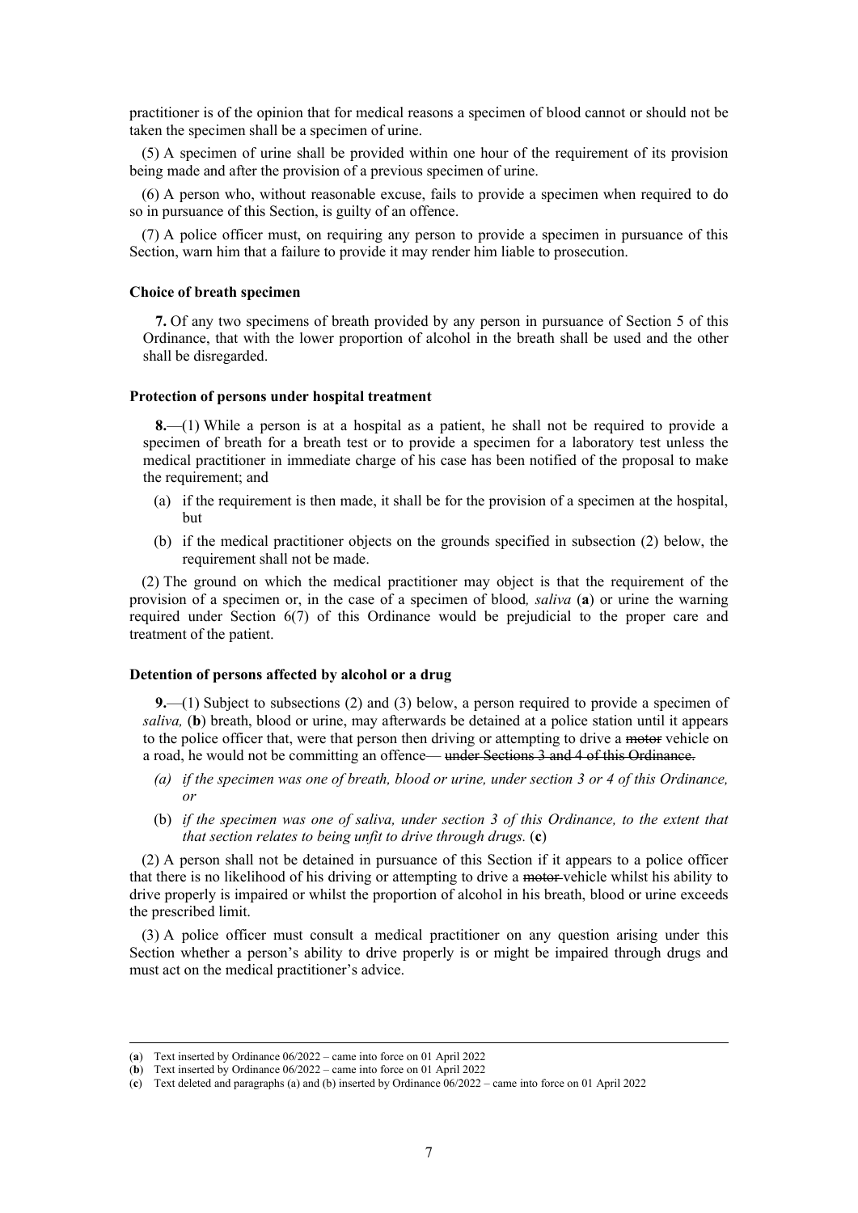practitioner is of the opinion that for medical reasons a specimen of blood cannot or should not be taken the specimen shall be a specimen of urine.

(5) A specimen of urine shall be provided within one hour of the requirement of its provision being made and after the provision of a previous specimen of urine.

(6) A person who, without reasonable excuse, fails to provide a specimen when required to do so in pursuance of this Section, is guilty of an offence.

(7) A police officer must, on requiring any person to provide a specimen in pursuance of this Section, warn him that a failure to provide it may render him liable to prosecution.

**Choice of breath specimen**

**7.** Of any two specimens of breath provided by any person in pursuance of Section 5 of this Ordinance, that with the lower proportion of alcohol in the breath shall be used and the other shall be disregarded.

**Protection of persons under hospital treatment**

**8.**—(1) While a person is at a hospital as a patient, he shall not be required to provide a specimen of breath for a breath test or to provide a specimen for a laboratory test unless the medical practitioner in immediate charge of his case has been notified of the proposal to make the requirement; and

- (a) if the requirement is then made, it shall be for the provision of a specimen at the hospital, but
- (b) if the medical practitioner objects on the grounds specified in subsection (2) below, the requirement shall not be made.

(2) The ground on which the medical practitioner may object is that the requirement of the provision of a specimen or, in the case of a specimen of blood*, saliva* (**a**) or urine the warning required under Section 6(7) of this Ordinance would be prejudicial to the proper care and treatment of the patient.

**Detention of persons affected by alcohol or a drug**

**9.**—(1) Subject to subsections (2) and (3) below, a person required to provide a specimen of *saliva,* (**b**) breath, blood or urine, may afterwards be detained at a police station until it appears to the police officer that, were that person then driving or attempting to drive a ~~motor~~ vehicle on a road, he would not be committing an offence— ~~under Sections 3 and 4 of this Ordinance.~~

- *(a) if the specimen was one of breath, blood or urine, under section 3 or 4 of this Ordinance, or*
- (b) *if the specimen was one of saliva, under section 3 of this Ordinance, to the extent that that section relates to being unfit to drive through drugs.* (**c**)

(2) A person shall not be detained in pursuance of this Section if it appears to a police officer that there is no likelihood of his driving or attempting to drive a ~~motor~~ vehicle whilst his ability to drive properly is impaired or whilst the proportion of alcohol in his breath, blood or urine exceeds the prescribed limit.

(3) A police officer must consult a medical practitioner on any question arising under this Section whether a person's ability to drive properly is or might be impaired through drugs and must act on the medical practitioner's advice.

---

(**a**) Text inserted by Ordinance 06/2022 – came into force on 01 April 2022

(**b**) Text inserted by Ordinance 06/2022 – came into force on 01 April 2022

(**c**) Text deleted and paragraphs (a) and (b) inserted by Ordinance 06/2022 – came into force on 01 April 2022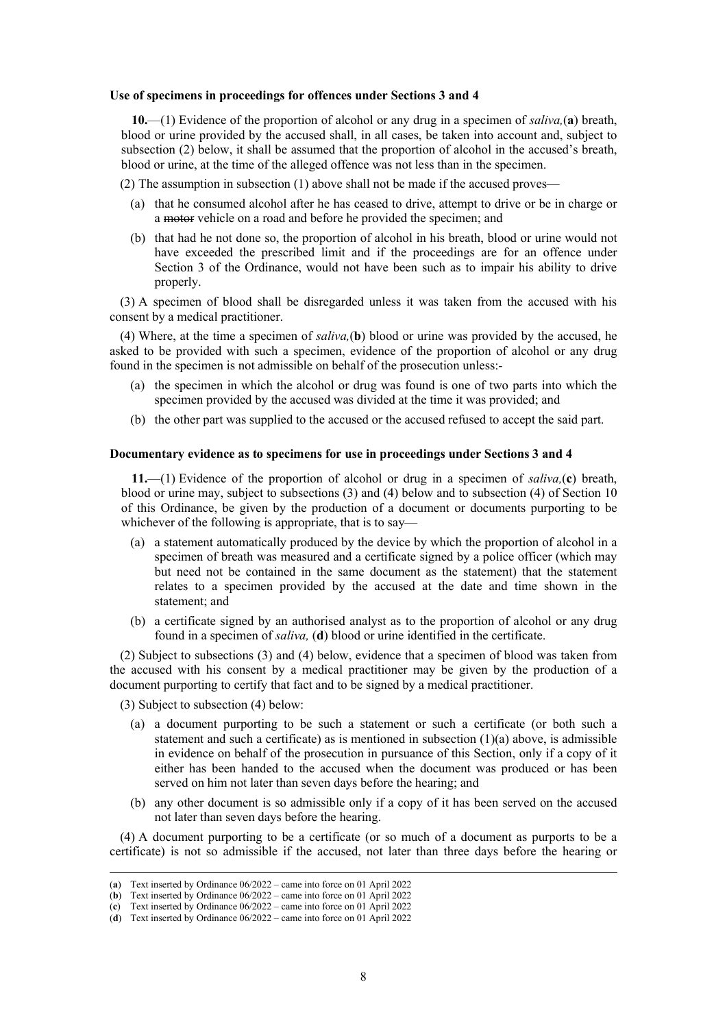**Use of specimens in proceedings for offences under Sections 3 and 4**

**10.**—(1) Evidence of the proportion of alcohol or any drug in a specimen of *saliva,*(**a**) breath, blood or urine provided by the accused shall, in all cases, be taken into account and, subject to subsection (2) below, it shall be assumed that the proportion of alcohol in the accused's breath, blood or urine, at the time of the alleged offence was not less than in the specimen.

(2) The assumption in subsection (1) above shall not be made if the accused proves—

- (a) that he consumed alcohol after he has ceased to drive, attempt to drive or be in charge or a ~~motor~~ vehicle on a road and before he provided the specimen; and
- (b) that had he not done so, the proportion of alcohol in his breath, blood or urine would not have exceeded the prescribed limit and if the proceedings are for an offence under Section 3 of the Ordinance, would not have been such as to impair his ability to drive properly.

(3) A specimen of blood shall be disregarded unless it was taken from the accused with his consent by a medical practitioner.

(4) Where, at the time a specimen of *saliva,*(**b**) blood or urine was provided by the accused, he asked to be provided with such a specimen, evidence of the proportion of alcohol or any drug found in the specimen is not admissible on behalf of the prosecution unless:-

- (a) the specimen in which the alcohol or drug was found is one of two parts into which the specimen provided by the accused was divided at the time it was provided; and
- (b) the other part was supplied to the accused or the accused refused to accept the said part.

**Documentary evidence as to specimens for use in proceedings under Sections 3 and 4**

**11.**—(1) Evidence of the proportion of alcohol or drug in a specimen of *saliva,*(**c**) breath, blood or urine may, subject to subsections (3) and (4) below and to subsection (4) of Section 10 of this Ordinance, be given by the production of a document or documents purporting to be whichever of the following is appropriate, that is to say—

- (a) a statement automatically produced by the device by which the proportion of alcohol in a specimen of breath was measured and a certificate signed by a police officer (which may but need not be contained in the same document as the statement) that the statement relates to a specimen provided by the accused at the date and time shown in the statement; and
- (b) a certificate signed by an authorised analyst as to the proportion of alcohol or any drug found in a specimen of *saliva,* (**d**) blood or urine identified in the certificate.

(2) Subject to subsections (3) and (4) below, evidence that a specimen of blood was taken from the accused with his consent by a medical practitioner may be given by the production of a document purporting to certify that fact and to be signed by a medical practitioner.

(3) Subject to subsection (4) below:

- (a) a document purporting to be such a statement or such a certificate (or both such a statement and such a certificate) as is mentioned in subsection (1)(a) above, is admissible in evidence on behalf of the prosecution in pursuance of this Section, only if a copy of it either has been handed to the accused when the document was produced or has been served on him not later than seven days before the hearing; and
- (b) any other document is so admissible only if a copy of it has been served on the accused not later than seven days before the hearing.

(4) A document purporting to be a certificate (or so much of a document as purports to be a certificate) is not so admissible if the accused, not later than three days before the hearing or

---

(**a**) Text inserted by Ordinance 06/2022 – came into force on 01 April 2022
(**b**) Text inserted by Ordinance 06/2022 – came into force on 01 April 2022
(**c**) Text inserted by Ordinance 06/2022 – came into force on 01 April 2022
(**d**) Text inserted by Ordinance 06/2022 – came into force on 01 April 2022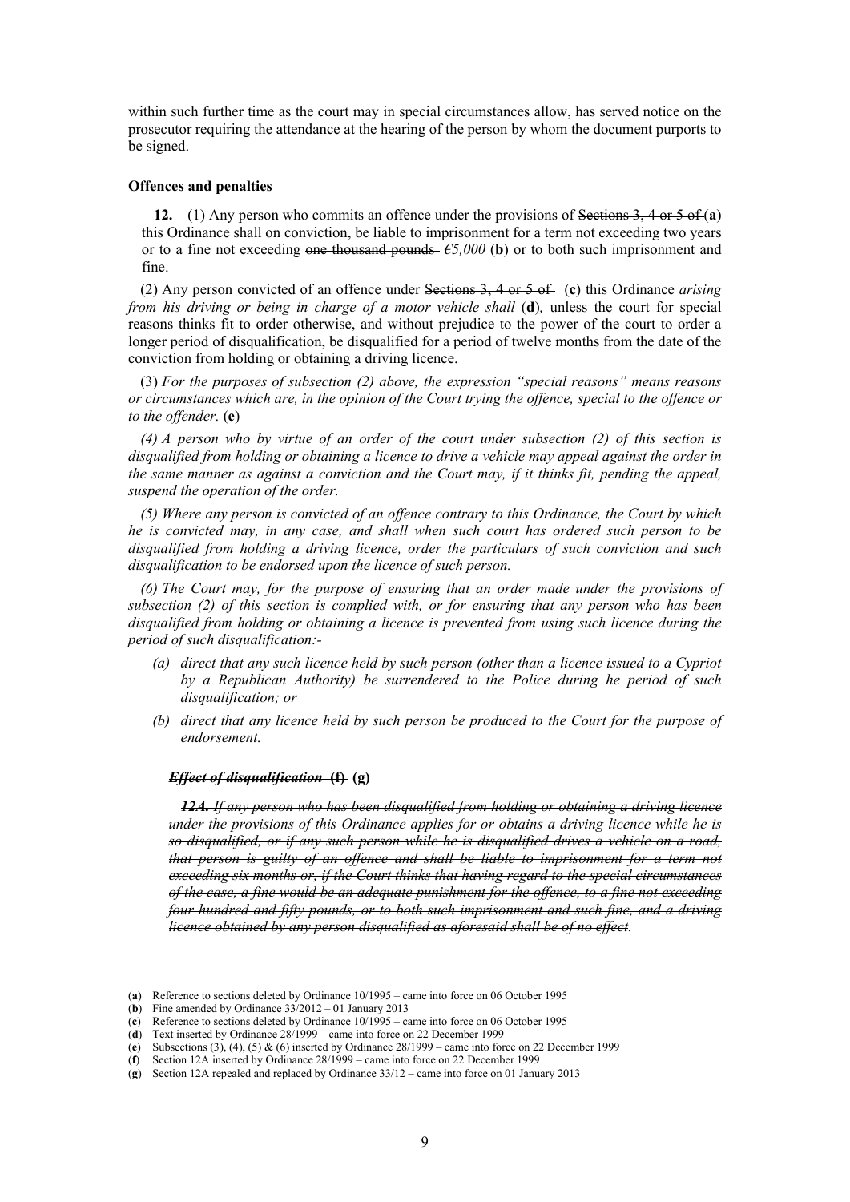within such further time as the court may in special circumstances allow, has served notice on the prosecutor requiring the attendance at the hearing of the person by whom the document purports to be signed.

**Offences and penalties**

**12.**—(1) Any person who commits an offence under the provisions of ~~Sections 3, 4 or 5 of~~ (**a**) this Ordinance shall on conviction, be liable to imprisonment for a term not exceeding two years or to a fine not exceeding ~~one thousand pounds~~ *€5,000* (**b**) or to both such imprisonment and fine.

(2) Any person convicted of an offence under ~~Sections 3, 4 or 5 of~~ (**c**) this Ordinance *arising from his driving or being in charge of a motor vehicle shall* (**d**)*,* unless the court for special reasons thinks fit to order otherwise, and without prejudice to the power of the court to order a longer period of disqualification, be disqualified for a period of twelve months from the date of the conviction from holding or obtaining a driving licence.

(3) *For the purposes of subsection (2) above, the expression "special reasons" means reasons or circumstances which are, in the opinion of the Court trying the offence, special to the offence or to the offender.* (**e**)

*(4) A person who by virtue of an order of the court under subsection (2) of this section is disqualified from holding or obtaining a licence to drive a vehicle may appeal against the order in the same manner as against a conviction and the Court may, if it thinks fit, pending the appeal, suspend the operation of the order.*

*(5) Where any person is convicted of an offence contrary to this Ordinance, the Court by which he is convicted may, in any case, and shall when such court has ordered such person to be disqualified from holding a driving licence, order the particulars of such conviction and such disqualification to be endorsed upon the licence of such person.*

*(6) The Court may, for the purpose of ensuring that an order made under the provisions of subsection (2) of this section is complied with, or for ensuring that any person who has been disqualified from holding or obtaining a licence is prevented from using such licence during the period of such disqualification:-*

- *(a) direct that any such licence held by such person (other than a licence issued to a Cypriot by a Republican Authority) be surrendered to the Police during he period of such disqualification; or*
- *(b) direct that any licence held by such person be produced to the Court for the purpose of endorsement.*

***~~Effect of disqualification~~*** ~~**(f)**~~ **(g)**

***~~12A.~~*** *~~If any person who has been disqualified from holding or obtaining a driving licence under the provisions of this Ordinance applies for or obtains a driving licence while he is so disqualified, or if any such person while he is disqualified drives a vehicle on a road, that person is guilty of an offence and shall be liable to imprisonment for a term not exceeding six months or, if the Court thinks that having regard to the special circumstances of the case, a fine would be an adequate punishment for the offence, to a fine not exceeding four hundred and fifty pounds, or to both such imprisonment and such fine, and a driving licence obtained by any person disqualified as aforesaid shall be of no effect.~~*

---

(**a**) Reference to sections deleted by Ordinance 10/1995 – came into force on 06 October 1995
(**b**) Fine amended by Ordinance 33/2012 – 01 January 2013
(**c**) Reference to sections deleted by Ordinance 10/1995 – came into force on 06 October 1995
(**d**) Text inserted by Ordinance 28/1999 – came into force on 22 December 1999
(**e**) Subsections (3), (4), (5) & (6) inserted by Ordinance 28/1999 – came into force on 22 December 1999
(**f**) Section 12A inserted by Ordinance 28/1999 – came into force on 22 December 1999
(**g**) Section 12A repealed and replaced by Ordinance 33/12 – came into force on 01 January 2013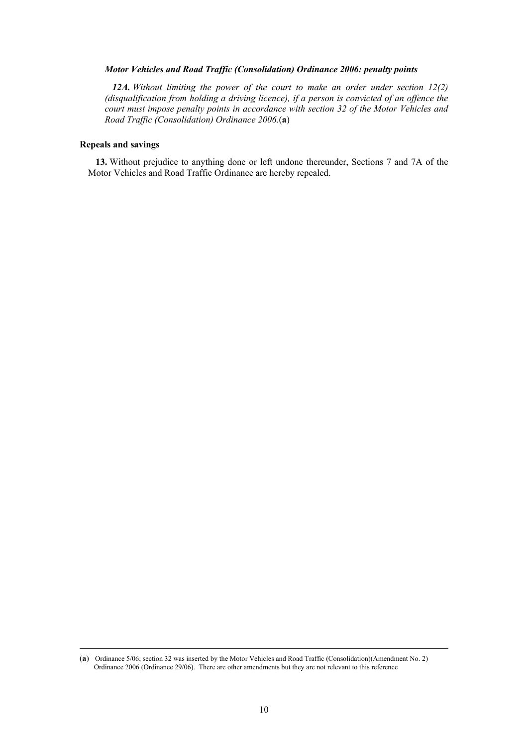***Motor Vehicles and Road Traffic (Consolidation) Ordinance 2006: penalty points***

***12A.*** *Without limiting the power of the court to make an order under section 12(2) (disqualification from holding a driving licence), if a person is convicted of an offence the court must impose penalty points in accordance with section 32 of the Motor Vehicles and Road Traffic (Consolidation) Ordinance 2006.*(**a**)

**Repeals and savings**

**13.** Without prejudice to anything done or left undone thereunder, Sections 7 and 7A of the Motor Vehicles and Road Traffic Ordinance are hereby repealed.

---

(**a**) Ordinance 5/06; section 32 was inserted by the Motor Vehicles and Road Traffic (Consolidation)(Amendment No. 2) Ordinance 2006 (Ordinance 29/06). There are other amendments but they are not relevant to this reference